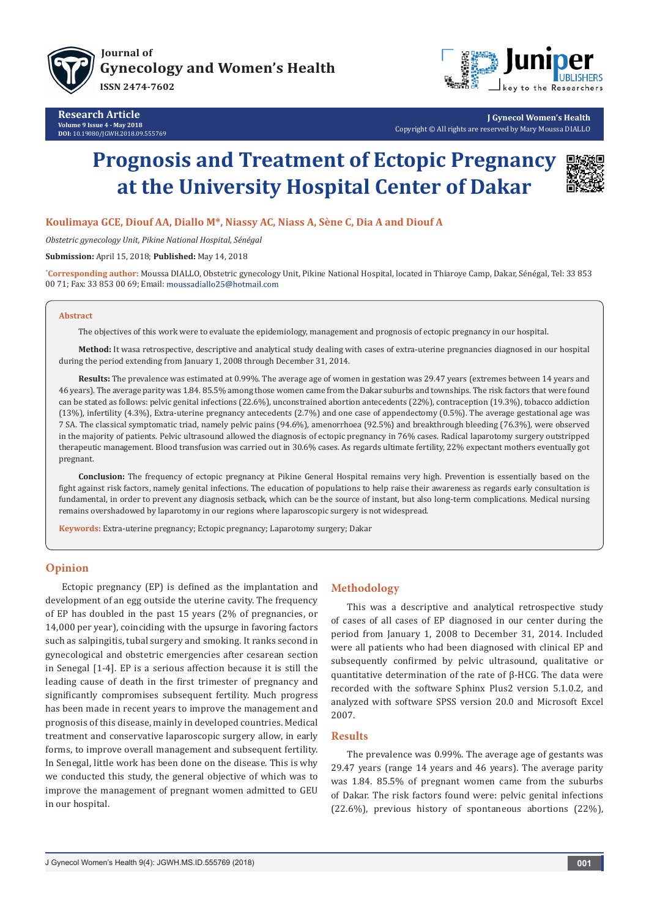# Prognosis and Treatment of Ectopic Pregnancy at the University Hospital Center of Dakar

**Koulimaya GCE, Diouf AA, Diallo M\*, Niassy AC, Niass A, Sène C, Dia A and Diouf A**

*Obstetric gynecology Unit, Pikine National Hospital, Sénégal*

**Submission:** April 15, 2018; **Published:** May 14, 2018

\*Corresponding author: Moussa DIALLO, Obstetric gynecology Unit, Pikine National Hospital, located in Thiaroye Camp, Dakar, Sénégal, Tel: 33 853 00 71; Fax: 33 853 00 69; Email: moussadiallo25@hotmail.com

## Abstract

The objectives of this work were to evaluate the epidemiology, management and prognosis of ectopic pregnancy in our hospital.

**Method:** It wasa retrospective, descriptive and analytical study dealing with cases of extra-uterine pregnancies diagnosed in our hospital during the period extending from January 1, 2008 through December 31, 2014.

**Results:** The prevalence was estimated at 0.99%. The average age of women in gestation was 29.47 years (extremes between 14 years and 46 years). The average parity was 1.84. 85.5% among those women came from the Dakar suburbs and townships. The risk factors that were found can be stated as follows: pelvic genital infections (22.6%), unconstrained abortion antecedents (22%), contraception (19.3%), tobacco addiction (13%), infertility (4.3%), Extra-uterine pregnancy antecedents (2.7%) and one case of appendectomy (0.5%). The average gestational age was 7 SA. The classical symptomatic triad, namely pelvic pains (94.6%), amenorrhoea (92.5%) and breakthrough bleeding (76.3%), were observed in the majority of patients. Pelvic ultrasound allowed the diagnosis of ectopic pregnancy in 76% cases. Radical laparotomy surgery outstripped therapeutic management. Blood transfusion was carried out in 30.6% cases. As regards ultimate fertility, 22% expectant mothers eventually got pregnant.

**Conclusion:** The frequency of ectopic pregnancy at Pikine General Hospital remains very high. Prevention is essentially based on the fight against risk factors, namely genital infections. The education of populations to help raise their awareness as regards early consultation is fundamental, in order to prevent any diagnosis setback, which can be the source of instant, but also long-term complications. Medical nursing remains overshadowed by laparotomy in our regions where laparoscopic surgery is not widespread.

**Keywords:** Extra-uterine pregnancy; Ectopic pregnancy; Laparotomy surgery; Dakar

## Opinion

Ectopic pregnancy (EP) is defined as the implantation and development of an egg outside the uterine cavity. The frequency of EP has doubled in the past 15 years (2% of pregnancies, or 14,000 per year), coinciding with the upsurge in favoring factors such as salpingitis, tubal surgery and smoking. It ranks second in gynecological and obstetric emergencies after cesarean section in Senegal [1-4]. EP is a serious affection because it is still the leading cause of death in the first trimester of pregnancy and significantly compromises subsequent fertility. Much progress has been made in recent years to improve the management and prognosis of this disease, mainly in developed countries. Medical treatment and conservative laparoscopic surgery allow, in early forms, to improve overall management and subsequent fertility. In Senegal, little work has been done on the disease. This is why we conducted this study, the general objective of which was to improve the management of pregnant women admitted to GEU in our hospital.

## Methodology

This was a descriptive and analytical retrospective study of cases of all cases of EP diagnosed in our center during the period from January 1, 2008 to December 31, 2014. Included were all patients who had been diagnosed with clinical EP and subsequently confirmed by pelvic ultrasound, qualitative or quantitative determination of the rate of β-HCG. The data were recorded with the software Sphinx Plus2 version 5.1.0.2, and analyzed with software SPSS version 20.0 and Microsoft Excel 2007.

## Results

The prevalence was 0.99%. The average age of gestants was 29.47 years (range 14 years and 46 years). The average parity was 1.84. 85.5% of pregnant women came from the suburbs of Dakar. The risk factors found were: pelvic genital infections (22.6%), previous history of spontaneous abortions (22%),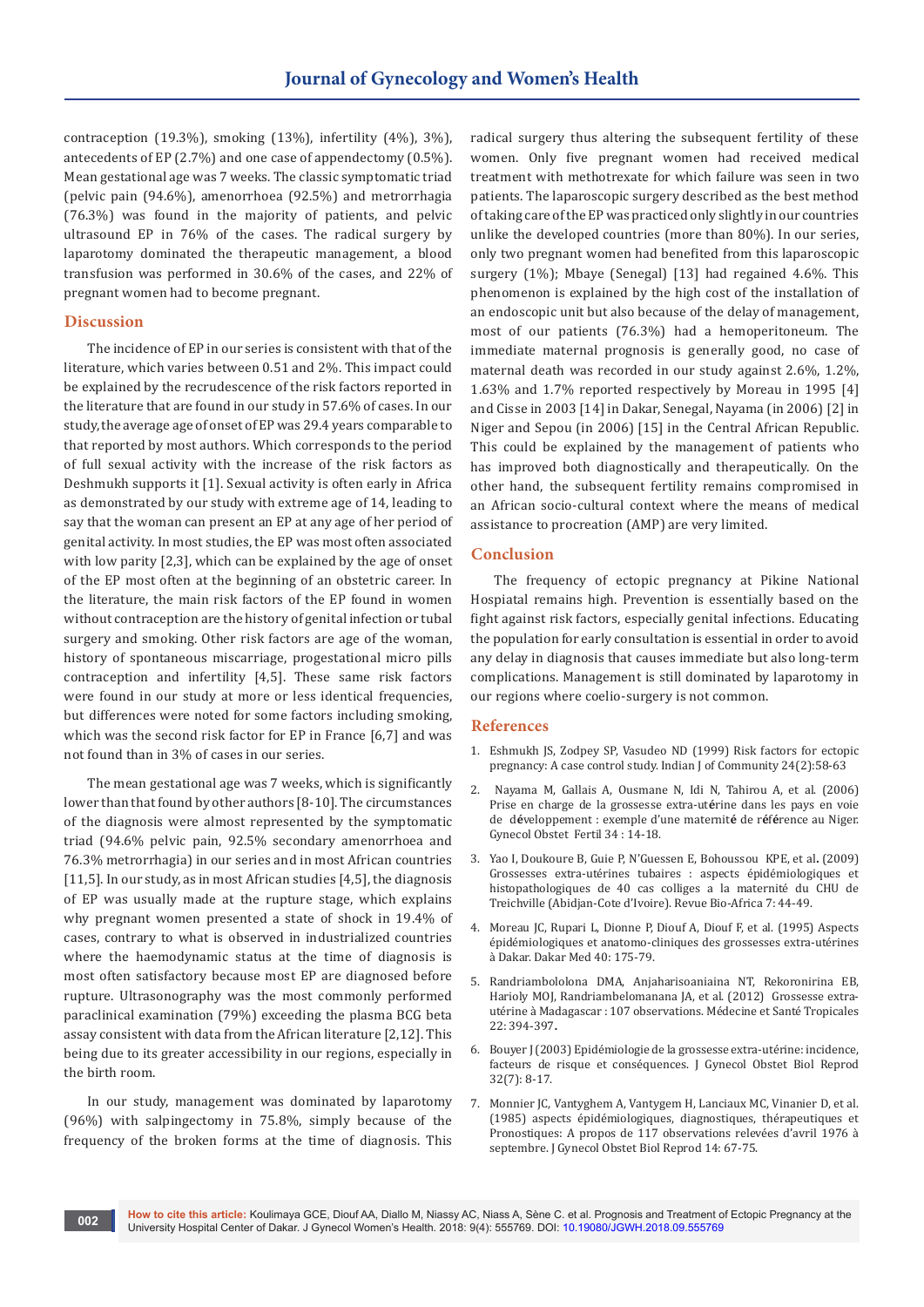contraception (19.3%), smoking (13%), infertility (4%), 3%), antecedents of EP (2.7%) and one case of appendectomy (0.5%). Mean gestational age was 7 weeks. The classic symptomatic triad (pelvic pain (94.6%), amenorrhoea (92.5%) and metrorrhagia (76.3%) was found in the majority of patients, and pelvic ultrasound EP in 76% of the cases. The radical surgery by laparotomy dominated the therapeutic management, a blood transfusion was performed in 30.6% of the cases, and 22% of pregnant women had to become pregnant.

## Discussion

The incidence of EP in our series is consistent with that of the literature, which varies between 0.51 and 2%. This impact could be explained by the recrudescence of the risk factors reported in the literature that are found in our study in 57.6% of cases. In our study, the average age of onset of EP was 29.4 years comparable to that reported by most authors. Which corresponds to the period of full sexual activity with the increase of the risk factors as Deshmukh supports it [1]. Sexual activity is often early in Africa as demonstrated by our study with extreme age of 14, leading to say that the woman can present an EP at any age of her period of genital activity. In most studies, the EP was most often associated with low parity [2,3], which can be explained by the age of onset of the EP most often at the beginning of an obstetric career. In the literature, the main risk factors of the EP found in women without contraception are the history of genital infection or tubal surgery and smoking. Other risk factors are age of the woman, history of spontaneous miscarriage, progestational micro pills contraception and infertility [4,5]. These same risk factors were found in our study at more or less identical frequencies, but differences were noted for some factors including smoking, which was the second risk factor for EP in France [6,7] and was not found than in 3% of cases in our series.

The mean gestational age was 7 weeks, which is significantly lower than that found by other authors [8-10]. The circumstances of the diagnosis were almost represented by the symptomatic triad (94.6% pelvic pain, 92.5% secondary amenorrhoea and 76.3% metrorrhagia) in our series and in most African countries [11,5]. In our study, as in most African studies [4,5], the diagnosis of EP was usually made at the rupture stage, which explains why pregnant women presented a state of shock in 19.4% of cases, contrary to what is observed in industrialized countries where the haemodynamic status at the time of diagnosis is most often satisfactory because most EP are diagnosed before rupture. Ultrasonography was the most commonly performed paraclinical examination (79%) exceeding the plasma BCG beta assay consistent with data from the African literature [2,12]. This being due to its greater accessibility in our regions, especially in the birth room.

In our study, management was dominated by laparotomy (96%) with salpingectomy in 75.8%, simply because of the frequency of the broken forms at the time of diagnosis. This radical surgery thus altering the subsequent fertility of these women. Only five pregnant women had received medical treatment with methotrexate for which failure was seen in two patients. The laparoscopic surgery described as the best method of taking care of the EP was practiced only slightly in our countries unlike the developed countries (more than 80%). In our series, only two pregnant women had benefited from this laparoscopic surgery (1%); Mbaye (Senegal) [13] had regained 4.6%. This phenomenon is explained by the high cost of the installation of an endoscopic unit but also because of the delay of management, most of our patients (76.3%) had a hemoperitoneum. The immediate maternal prognosis is generally good, no case of maternal death was recorded in our study against 2.6%, 1.2%, 1.63% and 1.7% reported respectively by Moreau in 1995 [4] and Cisse in 2003 [14] in Dakar, Senegal, Nayama (in 2006) [2] in Niger and Sepou (in 2006) [15] in the Central African Republic. This could be explained by the management of patients who has improved both diagnostically and therapeutically. On the other hand, the subsequent fertility remains compromised in an African socio-cultural context where the means of medical assistance to procreation (AMP) are very limited.

## Conclusion

The frequency of ectopic pregnancy at Pikine National Hospiatal remains high. Prevention is essentially based on the fight against risk factors, especially genital infections. Educating the population for early consultation is essential in order to avoid any delay in diagnosis that causes immediate but also long-term complications. Management is still dominated by laparotomy in our regions where coelio-surgery is not common.

## References

1. Eshmukh JS, Zodpey SP, Vasudeo ND (1999) Risk factors for ectopic pregnancy: A case control study. Indian J of Community 24(2):58-63
2. Nayama M, Gallais A, Ousmane N, Idi N, Tahirou A, et al. (2006) Prise en charge de la grossesse extra-utérine dans les pays en voie de développement : exemple d'une maternité de référence au Niger. Gynecol Obstet Fertil 34 : 14-18.
3. Yao I, Doukoure B, Guie P, N'Guessen E, Bohoussou KPE, et al. (2009) Grossesses extra-utérines tubaires : aspects épidémiologiques et histopathologiques de 40 cas colliges a la maternité du CHU de Treichville (Abidjan-Cote d'Ivoire). Revue Bio-Africa 7: 44-49.
4. Moreau JC, Rupari L, Dionne P, Diouf A, Diouf F, et al. (1995) Aspects épidémiologiques et anatomo-cliniques des grossesses extra-utérines à Dakar. Dakar Med 40: 175-79.
5. Randriambololona DMA, Anjaharisoaniaina NT, Rekoronirina EB, Harioly MOJ, Randriambelomanana JA, et al. (2012) Grossesse extra-utérine à Madagascar : 107 observations. Médecine et Santé Tropicales 22: 394-397.
6. Bouyer J (2003) Epidémiologie de la grossesse extra-utérine: incidence, facteurs de risque et conséquences. J Gynecol Obstet Biol Reprod 32(7): 8-17.
7. Monnier JC, Vantyghem A, Vantygem H, Lanciaux MC, Vinanier D, et al. (1985) aspects épidémiologiques, diagnostiques, thérapeutiques et Pronostiques: A propos de 117 observations relevées d'avril 1976 à septembre. J Gynecol Obstet Biol Reprod 14: 67-75.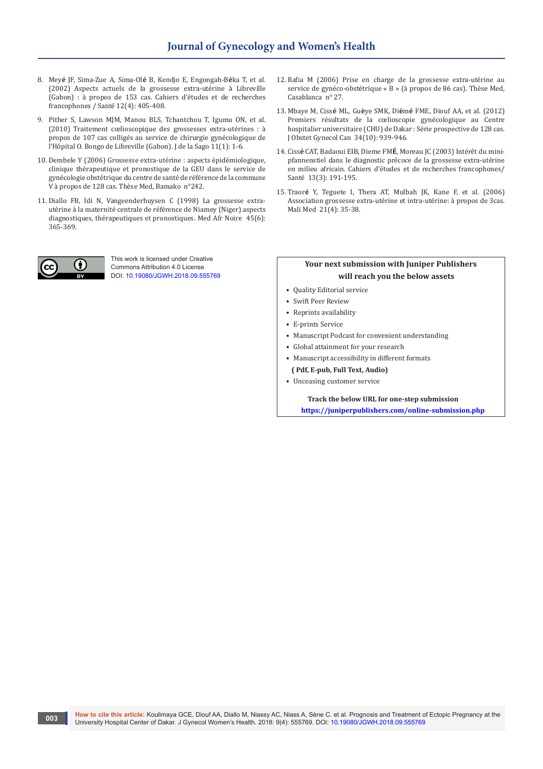8. Meyé JF, Sima-Zue A, Sima-Olé B, Kendjo E, Engongah-Béka T, et al. (2002) Aspects actuels de la grossesse extra-utérine à Libreville (Gabon) : à propos de 153 cas. Cahiers d'études et de recherches francophones / Santé 12(4): 405-408.

9. Pither S, Lawson MJM, Manou BLS, Tchantchou T, Igumu ON, et al. (2010) Traitement cœlioscopique des grossesses extra-utérines : à propos de 107 cas colligés au service de chirurgie gynécologique de l'Hôpital O. Bongo de Libreville (Gabon). J de la Sago 11(1): 1-6.

10. Dembele Y (2006) Grossesse extra-utérine : aspects épidémiologique, clinique thérapeutique et pronostique de la GEU dans le service de gynécologie obstétrique du centre de santé de référence de la commune V à propos de 128 cas. Thèse Med, Bamako n°242.

11. Diallo FB, Idi N, Vangeenderhuysen C (1998) La grossesse extra-utérine à la maternité centrale de référence de Niamey (Niger) aspects diagnostiques, thérapeutiques et pronostiques. Med Afr Noire 45(6): 365-369.

12. Rafia M (2006) Prise en charge de la grossesse extra-utérine au service de gynéco-obstétrique « B » (à propos de 86 cas). Thèse Med, Casablanca n° 27.

13. Mbaye M, Cissé ML, Guèye SMK, Dièmé FME, Diouf AA, et al. (2012) Premiers résultats de la cœlioscopie gynécologique au Centre hospitalier universitaire (CHU) de Dakar : Série prospective de 128 cas. J Obstet Gynecol Can 34(10): 939-946.

14. Cissé CAT, Badaoui EIB, Dieme FMÉ, Moreau JC (2003) Intérêt du mini-pfannenstiel dans le diagnostic précoce de la grossesse extra-utérine en milieu africain. Cahiers d'études et de recherches francophones/ Santé 13(3): 191-195.

15. Traoré Y, Teguete I, Thera AT, Mulbah JK, Kane F, et al. (2006) Association grossesse extra-utérine et intra-utérine: à propos de 3cas. Mali Med 21(4): 35-38.

This work is licensed under Creative Commons Attribution 4.0 License
DOI: 10.19080/JGWH.2018.09.555769

**Your next submission with Juniper Publishers will reach you the below assets**

- Quality Editorial service
- Swift Peer Review
- Reprints availability
- E-prints Service
- Manuscript Podcast for convenient understanding
- Global attainment for your research
- Manuscript accessibility in different formats

**( Pdf, E-pub, Full Text, Audio)**

- Unceasing customer service

**Track the below URL for one-step submission**
**https://juniperpublishers.com/online-submission.php**

**How to cite this article:** Koulimaya GCE, Diouf AA, Diallo M, Niassy AC, Niass A, Sène C. et al. Prognosis and Treatment of Ectopic Pregnancy at the University Hospital Center of Dakar. J Gynecol Women's Health. 2018: 9(4): 555769. DOI: 10.19080/JGWH.2018.09.555769